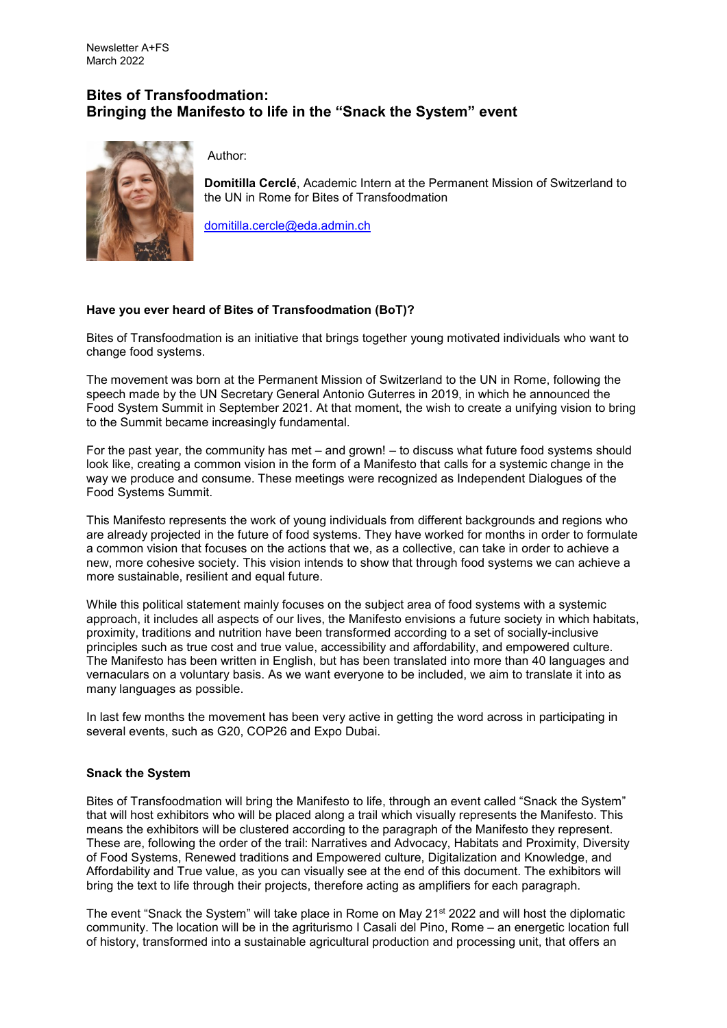Newsletter A+FS
March 2022

# Bites of Transfoodmation: Bringing the Manifesto to life in the "Snack the System" event

Author:

**Domitilla Cerclé**, Academic Intern at the Permanent Mission of Switzerland to the UN in Rome for Bites of Transfoodmation

domitilla.cercle@eda.admin.ch

### Have you ever heard of Bites of Transfoodmation (BoT)?

Bites of Transfoodmation is an initiative that brings together young motivated individuals who want to change food systems.

The movement was born at the Permanent Mission of Switzerland to the UN in Rome, following the speech made by the UN Secretary General Antonio Guterres in 2019, in which he announced the Food System Summit in September 2021. At that moment, the wish to create a unifying vision to bring to the Summit became increasingly fundamental.

For the past year, the community has met – and grown! – to discuss what future food systems should look like, creating a common vision in the form of a Manifesto that calls for a systemic change in the way we produce and consume. These meetings were recognized as Independent Dialogues of the Food Systems Summit.

This Manifesto represents the work of young individuals from different backgrounds and regions who are already projected in the future of food systems. They have worked for months in order to formulate a common vision that focuses on the actions that we, as a collective, can take in order to achieve a new, more cohesive society. This vision intends to show that through food systems we can achieve a more sustainable, resilient and equal future.

While this political statement mainly focuses on the subject area of food systems with a systemic approach, it includes all aspects of our lives, the Manifesto envisions a future society in which habitats, proximity, traditions and nutrition have been transformed according to a set of socially-inclusive principles such as true cost and true value, accessibility and affordability, and empowered culture. The Manifesto has been written in English, but has been translated into more than 40 languages and vernaculars on a voluntary basis. As we want everyone to be included, we aim to translate it into as many languages as possible.

In last few months the movement has been very active in getting the word across in participating in several events, such as G20, COP26 and Expo Dubai.

### Snack the System

Bites of Transfoodmation will bring the Manifesto to life, through an event called "Snack the System" that will host exhibitors who will be placed along a trail which visually represents the Manifesto. This means the exhibitors will be clustered according to the paragraph of the Manifesto they represent. These are, following the order of the trail: Narratives and Advocacy, Habitats and Proximity, Diversity of Food Systems, Renewed traditions and Empowered culture, Digitalization and Knowledge, and Affordability and True value, as you can visually see at the end of this document. The exhibitors will bring the text to life through their projects, therefore acting as amplifiers for each paragraph.

The event "Snack the System" will take place in Rome on May 21st 2022 and will host the diplomatic community. The location will be in the agriturismo I Casali del Pino, Rome – an energetic location full of history, transformed into a sustainable agricultural production and processing unit, that offers an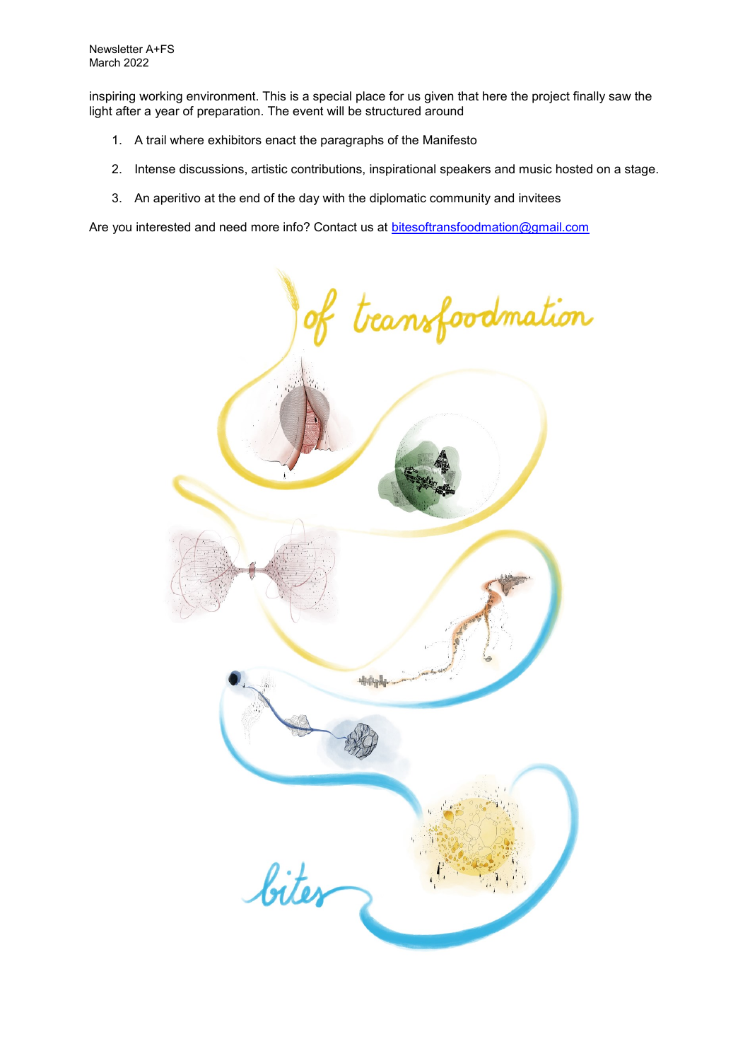inspiring working environment. This is a special place for us given that here the project finally saw the light after a year of preparation. The event will be structured around

1. A trail where exhibitors enact the paragraphs of the Manifesto
2. Intense discussions, artistic contributions, inspirational speakers and music hosted on a stage.
3. An aperitivo at the end of the day with the diplomatic community and invitees

Are you interested and need more info? Contact us at [bitesoftransfoodmation@gmail.com](mailto:bitesoftransfoodmation@gmail.com)

of transfoodmation

bites